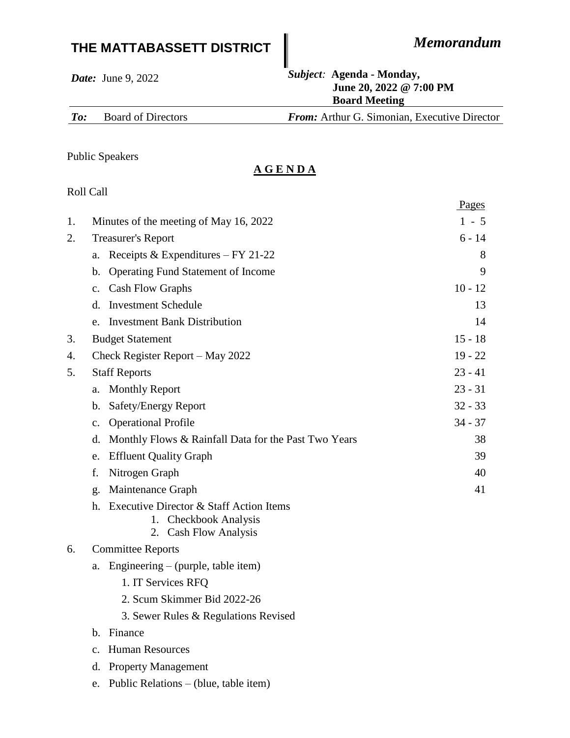# THE MATTABASSETT DISTRICT

***Memorandum***

***Date:*** June 9, 2022

***Subject:*** **Agenda - Monday, June 20, 2022 @ 7:00 PM Board Meeting**

***To:*** Board of Directors

***From:*** Arthur G. Simonian, Executive Director

Public Speakers

## A G E N D A

Roll Call

| | | Pages |
|---|---|---|
| 1. | Minutes of the meeting of May 16, 2022 | 1 - 5 |
| 2. | Treasurer's Report | 6 - 14 |
| | a. Receipts & Expenditures – FY 21-22 | 8 |
| | b. Operating Fund Statement of Income | 9 |
| | c. Cash Flow Graphs | 10 - 12 |
| | d. Investment Schedule | 13 |
| | e. Investment Bank Distribution | 14 |
| 3. | Budget Statement | 15 - 18 |
| 4. | Check Register Report – May 2022 | 19 - 22 |
| 5. | Staff Reports | 23 - 41 |
| | a. Monthly Report | 23 - 31 |
| | b. Safety/Energy Report | 32 - 33 |
| | c. Operational Profile | 34 - 37 |
| | d. Monthly Flows & Rainfall Data for the Past Two Years | 38 |
| | e. Effluent Quality Graph | 39 |
| | f. Nitrogen Graph | 40 |
| | g. Maintenance Graph | 41 |
| | h. Executive Director & Staff Action Items<br>1. Checkbook Analysis<br>2. Cash Flow Analysis | |
| 6. | Committee Reports | |
| | a. Engineering – (purple, table item)<br>1. IT Services RFQ<br>2. Scum Skimmer Bid 2022-26<br>3. Sewer Rules & Regulations Revised | |
| | b. Finance | |
| | c. Human Resources | |
| | d. Property Management | |
| | e. Public Relations – (blue, table item) | |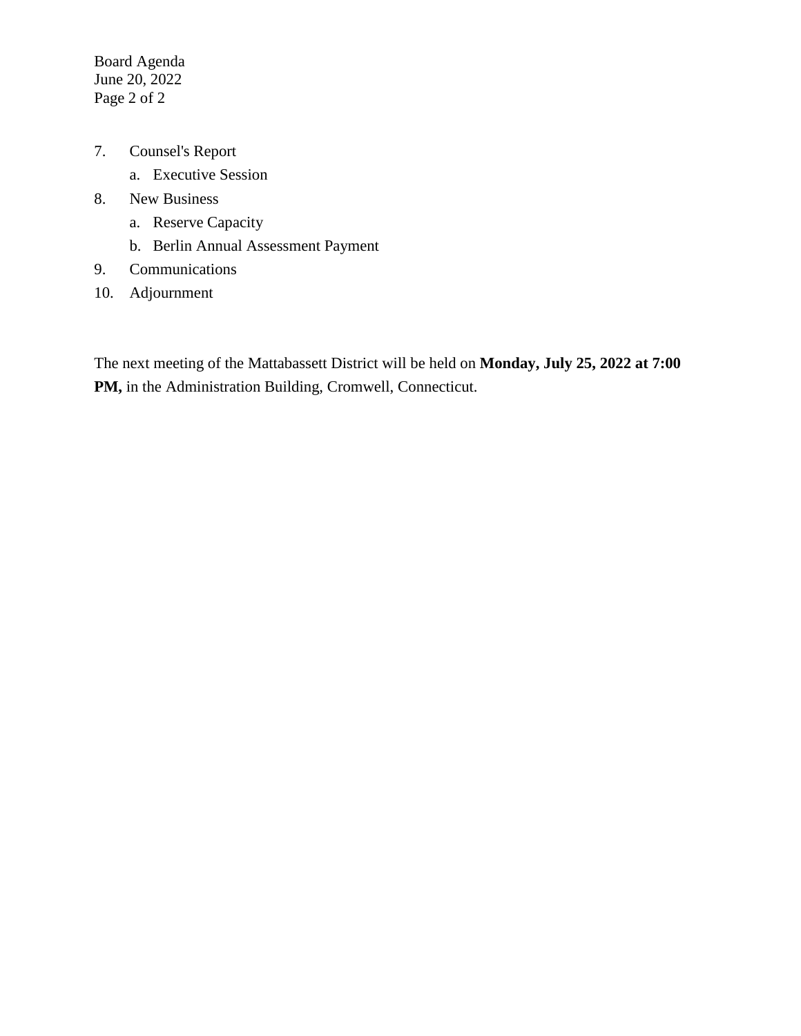7. Counsel's Report
    a. Executive Session
8. New Business
    a. Reserve Capacity
    b. Berlin Annual Assessment Payment
9. Communications
10. Adjournment

The next meeting of the Mattabassett District will be held on **Monday, July 25, 2022 at 7:00 PM,** in the Administration Building, Cromwell, Connecticut.